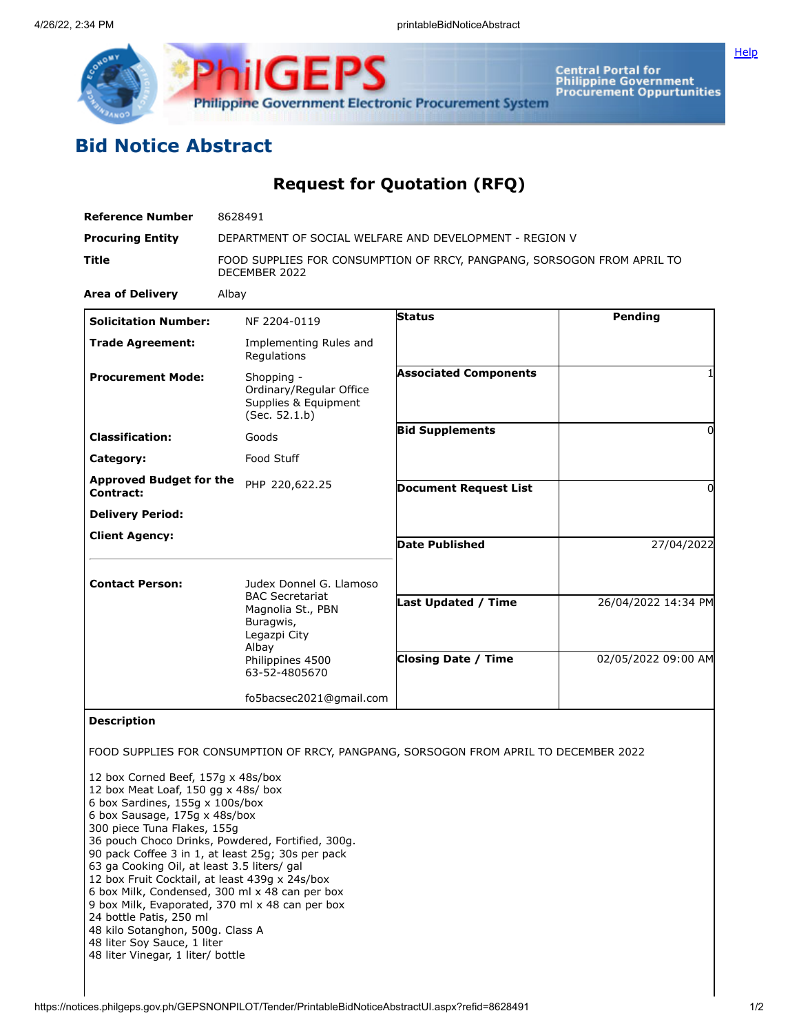# Bid Notice Abstract

## Request for Quotation (RFQ)

| | |
|---|---|
| **Reference Number** | 8628491 |
| **Procuring Entity** | DEPARTMENT OF SOCIAL WELFARE AND DEVELOPMENT - REGION V |
| **Title** | FOOD SUPPLIES FOR CONSUMPTION OF RRCY, PANGPANG, SORSOGON FROM APRIL TO DECEMBER 2022 |
| **Area of Delivery** | Albay |

| | | | |
|---|---|---|---|
| **Solicitation Number:** | NF 2204-0119 | **Status** | Pending |
| **Trade Agreement:** | Implementing Rules and Regulations | | |
| **Procurement Mode:** | Shopping - Ordinary/Regular Office Supplies & Equipment (Sec. 52.1.b) | **Associated Components** | 1 |
| **Classification:** | Goods | **Bid Supplements** | 0 |
| **Category:** | Food Stuff | | |
| **Approved Budget for the Contract:** | PHP 220,622.25 | **Document Request List** | 0 |
| **Delivery Period:** | | | |
| **Client Agency:** | | **Date Published** | 27/04/2022 |
| **Contact Person:** | Judex Donnel G. Llamoso<br>BAC Secretariat<br>Magnolia St., PBN<br>Buragwis,<br>Legazpi City<br>Albay<br>Philippines 4500<br>63-52-4805670<br><br>fo5bacsec2021@gmail.com | **Last Updated / Time** | 26/04/2022 14:34 PM |
| | | **Closing Date / Time** | 02/05/2022 09:00 AM |

**Description**

FOOD SUPPLIES FOR CONSUMPTION OF RRCY, PANGPANG, SORSOGON FROM APRIL TO DECEMBER 2022

12 box Corned Beef, 157g x 48s/box
12 box Meat Loaf, 150 gg x 48s/ box
6 box Sardines, 155g x 100s/box
6 box Sausage, 175g x 48s/box
300 piece Tuna Flakes, 155g
36 pouch Choco Drinks, Powdered, Fortified, 300g.
90 pack Coffee 3 in 1, at least 25g; 30s per pack
63 ga Cooking Oil, at least 3.5 liters/ gal
12 box Fruit Cocktail, at least 439g x 24s/box
6 box Milk, Condensed, 300 ml x 48 can per box
9 box Milk, Evaporated, 370 ml x 48 can per box
24 bottle Patis, 250 ml
48 kilo Sotanghon, 500g. Class A
48 liter Soy Sauce, 1 liter
48 liter Vinegar, 1 liter/ bottle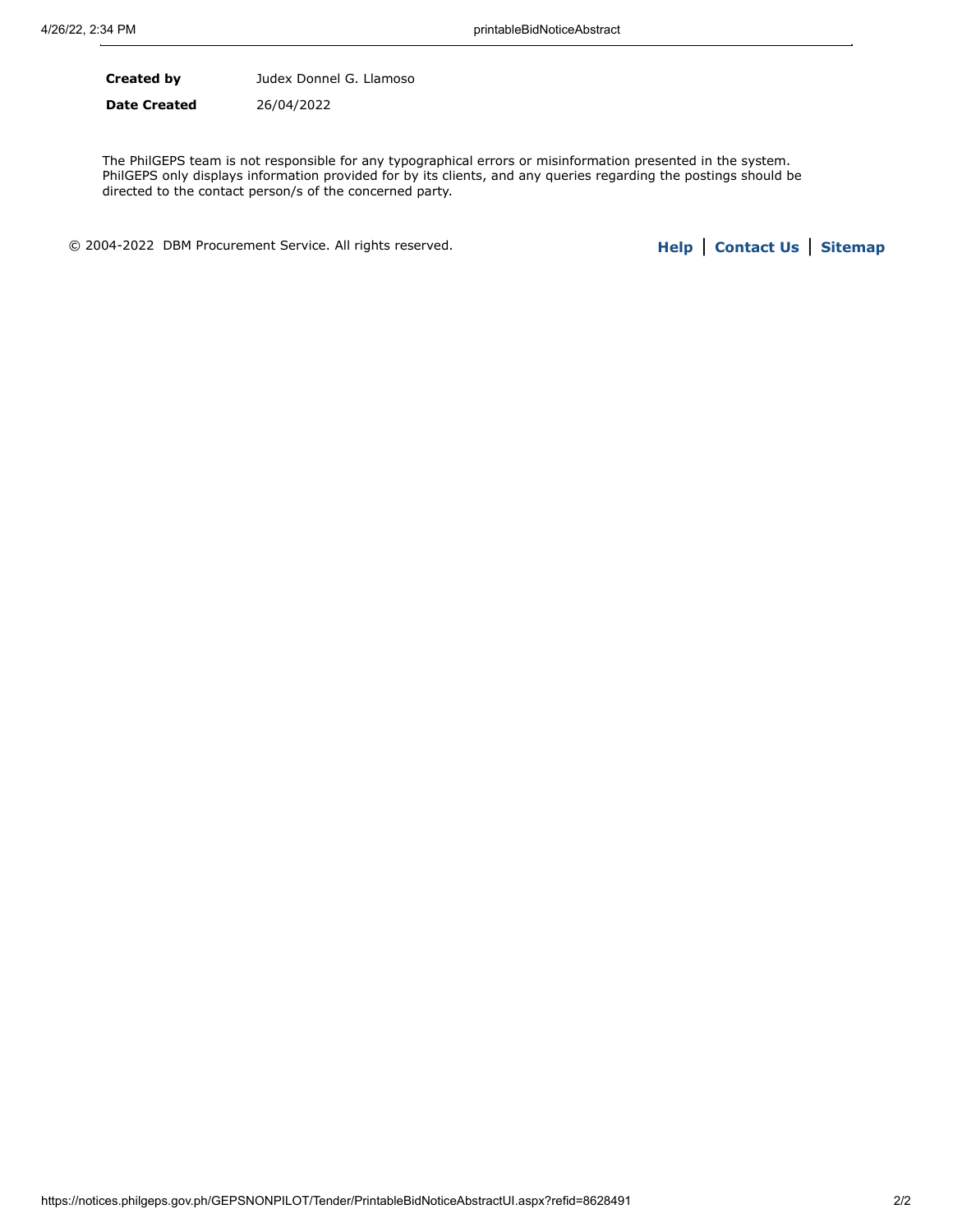| | |
|---|---|
| **Created by** | Judex Donnel G. Llamoso |
| **Date Created** | 26/04/2022 |

The PhilGEPS team is not responsible for any typographical errors or misinformation presented in the system. PhilGEPS only displays information provided for by its clients, and any queries regarding the postings should be directed to the contact person/s of the concerned party.

© 2004-2022 DBM Procurement Service. All rights reserved.

**Help** | **Contact Us** | **Sitemap**